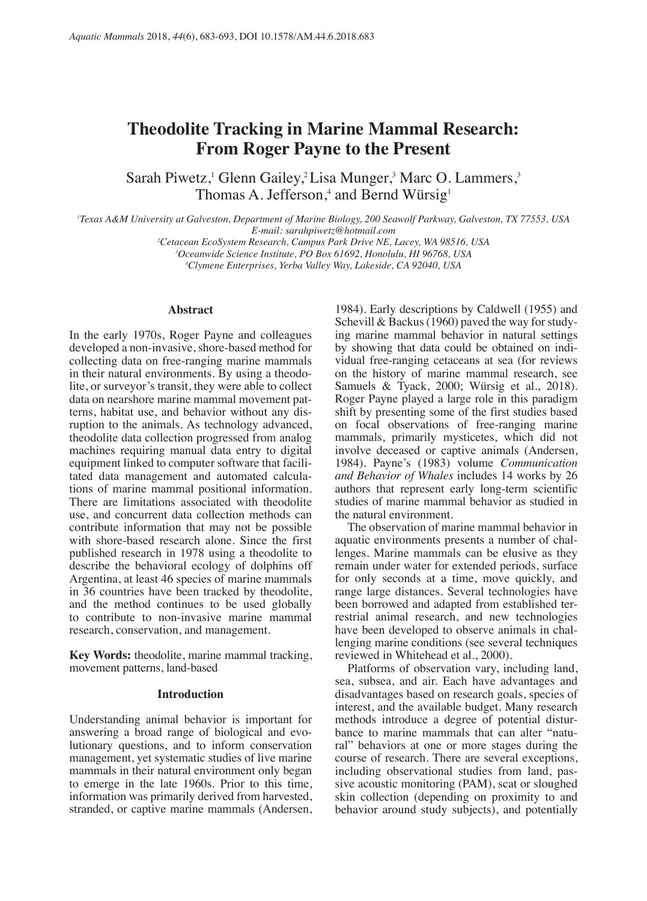# Theodolite Tracking in Marine Mammal Research: From Roger Payne to the Present

Sarah Piwetz,[1] Glenn Gailey,[2] Lisa Munger,[3] Marc O. Lammers,[3] Thomas A. Jefferson,[4] and Bernd Würsig[1]

[1]*Texas A&M University at Galveston, Department of Marine Biology, 200 Seawolf Parkway, Galveston, TX 77553, USA*
*E-mail: sarahpiwetz@hotmail.com*
[2]*Cetacean EcoSystem Research, Campus Park Drive NE, Lacey, WA 98516, USA*
[3]*Oceanwide Science Institute, PO Box 61692, Honolulu, HI 96768, USA*
[4]*Clymene Enterprises, Yerba Valley Way, Lakeside, CA 92040, USA*

## Abstract

In the early 1970s, Roger Payne and colleagues developed a non-invasive, shore-based method for collecting data on free-ranging marine mammals in their natural environments. By using a theodolite, or surveyor's transit, they were able to collect data on nearshore marine mammal movement patterns, habitat use, and behavior without any disruption to the animals. As technology advanced, theodolite data collection progressed from analog machines requiring manual data entry to digital equipment linked to computer software that facilitated data management and automated calculations of marine mammal positional information. There are limitations associated with theodolite use, and concurrent data collection methods can contribute information that may not be possible with shore-based research alone. Since the first published research in 1978 using a theodolite to describe the behavioral ecology of dolphins off Argentina, at least 46 species of marine mammals in 36 countries have been tracked by theodolite, and the method continues to be used globally to contribute to non-invasive marine mammal research, conservation, and management.

**Key Words:** theodolite, marine mammal tracking, movement patterns, land-based

## Introduction

Understanding animal behavior is important for answering a broad range of biological and evolutionary questions, and to inform conservation management, yet systematic studies of live marine mammals in their natural environment only began to emerge in the late 1960s. Prior to this time, information was primarily derived from harvested, stranded, or captive marine mammals (Andersen, 1984). Early descriptions by Caldwell (1955) and Schevill & Backus (1960) paved the way for studying marine mammal behavior in natural settings by showing that data could be obtained on individual free-ranging cetaceans at sea (for reviews on the history of marine mammal research, see Samuels & Tyack, 2000; Würsig et al., 2018). Roger Payne played a large role in this paradigm shift by presenting some of the first studies based on focal observations of free-ranging marine mammals, primarily mysticetes, which did not involve deceased or captive animals (Andersen, 1984). Payne's (1983) volume *Communication and Behavior of Whales* includes 14 works by 26 authors that represent early long-term scientific studies of marine mammal behavior as studied in the natural environment.

The observation of marine mammal behavior in aquatic environments presents a number of challenges. Marine mammals can be elusive as they remain under water for extended periods, surface for only seconds at a time, move quickly, and range large distances. Several technologies have been borrowed and adapted from established terrestrial animal research, and new technologies have been developed to observe animals in challenging marine conditions (see several techniques reviewed in Whitehead et al., 2000).

Platforms of observation vary, including land, sea, subsea, and air. Each have advantages and disadvantages based on research goals, species of interest, and the available budget. Many research methods introduce a degree of potential disturbance to marine mammals that can alter "natural" behaviors at one or more stages during the course of research. There are several exceptions, including observational studies from land, passive acoustic monitoring (PAM), scat or sloughed skin collection (depending on proximity to and behavior around study subjects), and potentially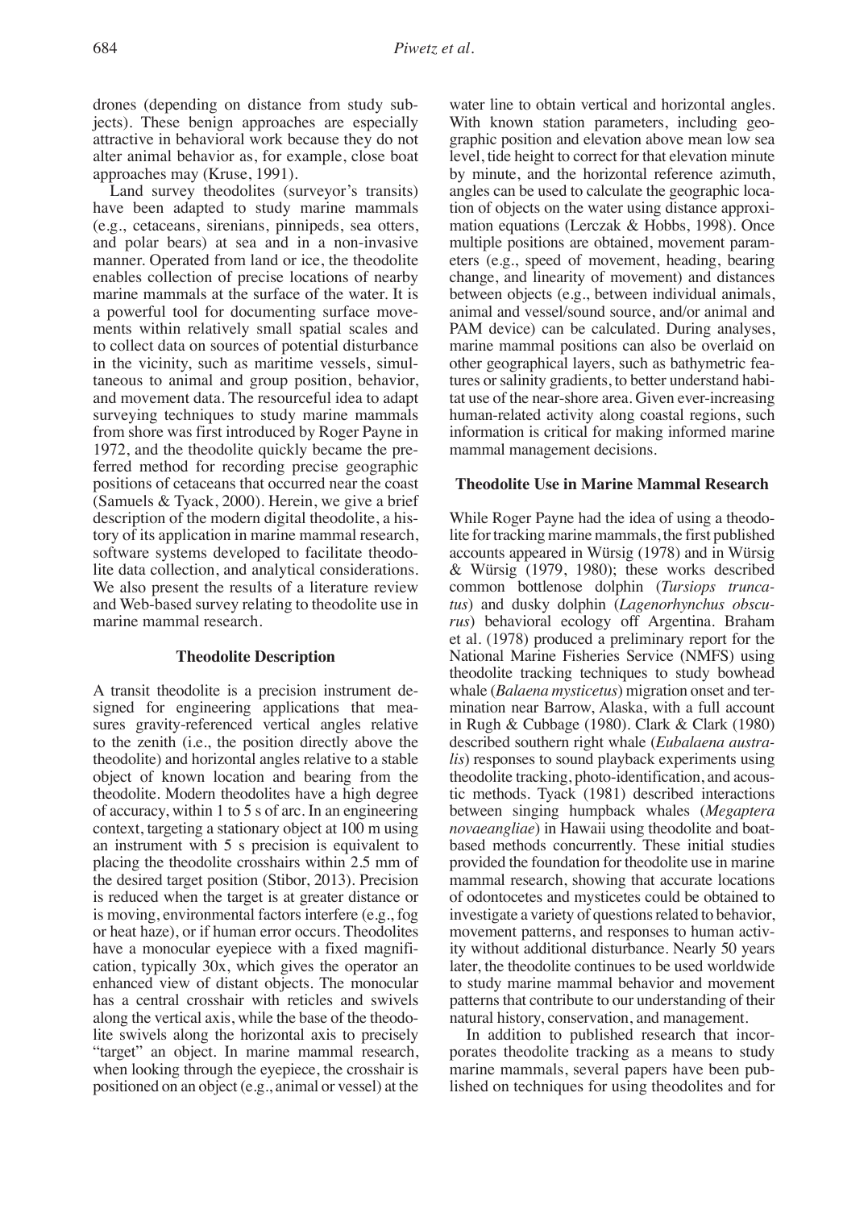drones (depending on distance from study subjects). These benign approaches are especially attractive in behavioral work because they do not alter animal behavior as, for example, close boat approaches may (Kruse, 1991).

Land survey theodolites (surveyor's transits) have been adapted to study marine mammals (e.g., cetaceans, sirenians, pinnipeds, sea otters, and polar bears) at sea and in a non-invasive manner. Operated from land or ice, the theodolite enables collection of precise locations of nearby marine mammals at the surface of the water. It is a powerful tool for documenting surface movements within relatively small spatial scales and to collect data on sources of potential disturbance in the vicinity, such as maritime vessels, simultaneous to animal and group position, behavior, and movement data. The resourceful idea to adapt surveying techniques to study marine mammals from shore was first introduced by Roger Payne in 1972, and the theodolite quickly became the preferred method for recording precise geographic positions of cetaceans that occurred near the coast (Samuels & Tyack, 2000). Herein, we give a brief description of the modern digital theodolite, a history of its application in marine mammal research, software systems developed to facilitate theodolite data collection, and analytical considerations. We also present the results of a literature review and Web-based survey relating to theodolite use in marine mammal research.

## Theodolite Description

A transit theodolite is a precision instrument designed for engineering applications that measures gravity-referenced vertical angles relative to the zenith (i.e., the position directly above the theodolite) and horizontal angles relative to a stable object of known location and bearing from the theodolite. Modern theodolites have a high degree of accuracy, within 1 to 5 s of arc. In an engineering context, targeting a stationary object at 100 m using an instrument with 5 s precision is equivalent to placing the theodolite crosshairs within 2.5 mm of the desired target position (Stibor, 2013). Precision is reduced when the target is at greater distance or is moving, environmental factors interfere (e.g., fog or heat haze), or if human error occurs. Theodolites have a monocular eyepiece with a fixed magnification, typically 30x, which gives the operator an enhanced view of distant objects. The monocular has a central crosshair with reticles and swivels along the vertical axis, while the base of the theodolite swivels along the horizontal axis to precisely "target" an object. In marine mammal research, when looking through the eyepiece, the crosshair is positioned on an object (e.g., animal or vessel) at the water line to obtain vertical and horizontal angles. With known station parameters, including geographic position and elevation above mean low sea level, tide height to correct for that elevation minute by minute, and the horizontal reference azimuth, angles can be used to calculate the geographic location of objects on the water using distance approximation equations (Lerczak & Hobbs, 1998). Once multiple positions are obtained, movement parameters (e.g., speed of movement, heading, bearing change, and linearity of movement) and distances between objects (e.g., between individual animals, animal and vessel/sound source, and/or animal and PAM device) can be calculated. During analyses, marine mammal positions can also be overlaid on other geographical layers, such as bathymetric features or salinity gradients, to better understand habitat use of the near-shore area. Given ever-increasing human-related activity along coastal regions, such information is critical for making informed marine mammal management decisions.

## Theodolite Use in Marine Mammal Research

While Roger Payne had the idea of using a theodolite for tracking marine mammals, the first published accounts appeared in Würsig (1978) and in Würsig & Würsig (1979, 1980); these works described common bottlenose dolphin (*Tursiops truncatus*) and dusky dolphin (*Lagenorhynchus obscurus*) behavioral ecology off Argentina. Braham et al. (1978) produced a preliminary report for the National Marine Fisheries Service (NMFS) using theodolite tracking techniques to study bowhead whale (*Balaena mysticetus*) migration onset and termination near Barrow, Alaska, with a full account in Rugh & Cubbage (1980). Clark & Clark (1980) described southern right whale (*Eubalaena australis*) responses to sound playback experiments using theodolite tracking, photo-identification, and acoustic methods. Tyack (1981) described interactions between singing humpback whales (*Megaptera novaeangliae*) in Hawaii using theodolite and boat-based methods concurrently. These initial studies provided the foundation for theodolite use in marine mammal research, showing that accurate locations of odontocetes and mysticetes could be obtained to investigate a variety of questions related to behavior, movement patterns, and responses to human activity without additional disturbance. Nearly 50 years later, the theodolite continues to be used worldwide to study marine mammal behavior and movement patterns that contribute to our understanding of their natural history, conservation, and management.

In addition to published research that incorporates theodolite tracking as a means to study marine mammals, several papers have been published on techniques for using theodolites and for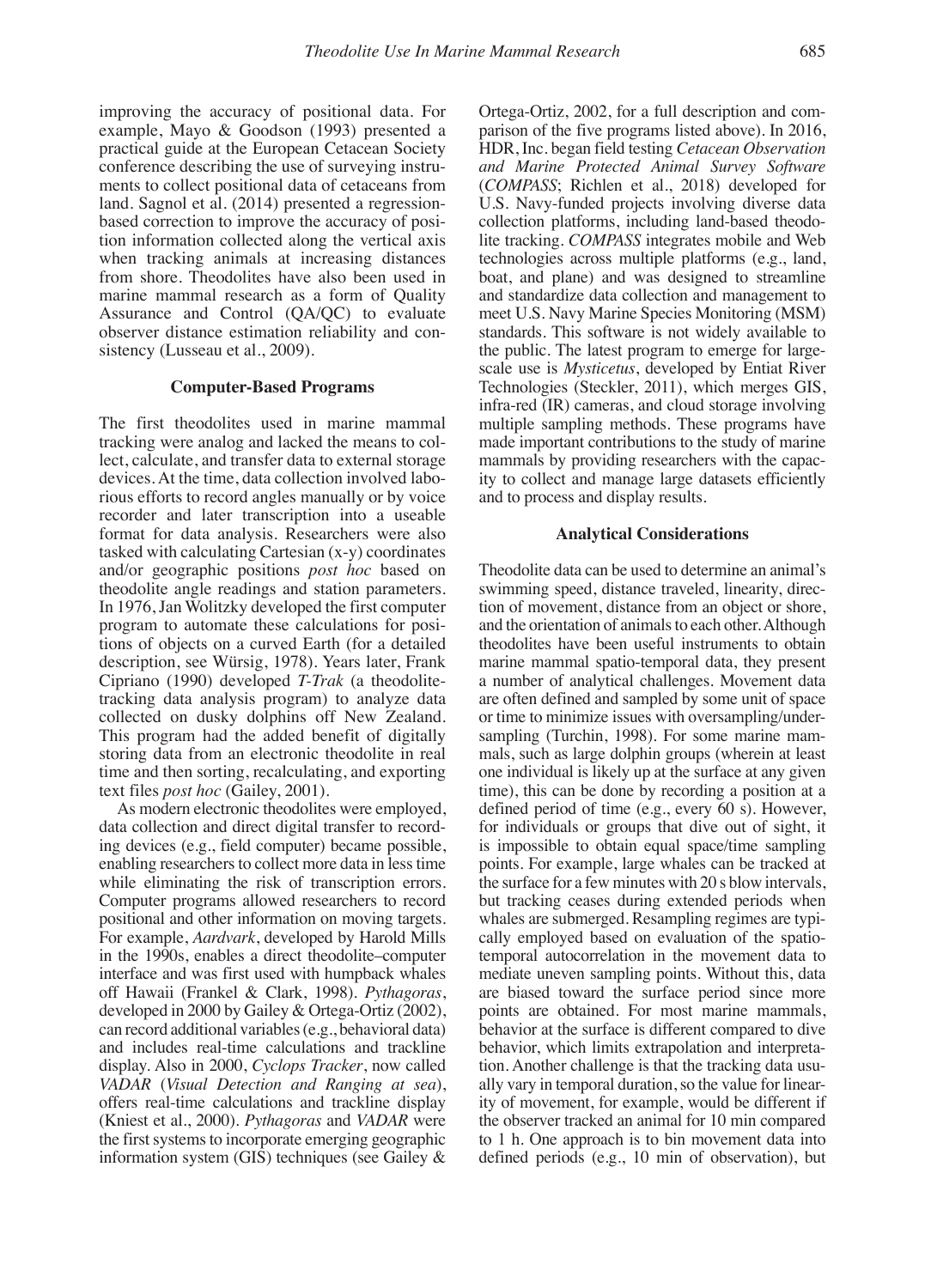improving the accuracy of positional data. For example, Mayo & Goodson (1993) presented a practical guide at the European Cetacean Society conference describing the use of surveying instruments to collect positional data of cetaceans from land. Sagnol et al. (2014) presented a regression-based correction to improve the accuracy of position information collected along the vertical axis when tracking animals at increasing distances from shore. Theodolites have also been used in marine mammal research as a form of Quality Assurance and Control (QA/QC) to evaluate observer distance estimation reliability and consistency (Lusseau et al., 2009).

### Computer-Based Programs

The first theodolites used in marine mammal tracking were analog and lacked the means to collect, calculate, and transfer data to external storage devices. At the time, data collection involved laborious efforts to record angles manually or by voice recorder and later transcription into a useable format for data analysis. Researchers were also tasked with calculating Cartesian (x-y) coordinates and/or geographic positions *post hoc* based on theodolite angle readings and station parameters. In 1976, Jan Wolitzky developed the first computer program to automate these calculations for positions of objects on a curved Earth (for a detailed description, see Würsig, 1978). Years later, Frank Cipriano (1990) developed *T-Trak* (a theodolite-tracking data analysis program) to analyze data collected on dusky dolphins off New Zealand. This program had the added benefit of digitally storing data from an electronic theodolite in real time and then sorting, recalculating, and exporting text files *post hoc* (Gailey, 2001).

As modern electronic theodolites were employed, data collection and direct digital transfer to recording devices (e.g., field computer) became possible, enabling researchers to collect more data in less time while eliminating the risk of transcription errors. Computer programs allowed researchers to record positional and other information on moving targets. For example, *Aardvark*, developed by Harold Mills in the 1990s, enables a direct theodolite–computer interface and was first used with humpback whales off Hawaii (Frankel & Clark, 1998). *Pythagoras*, developed in 2000 by Gailey & Ortega-Ortiz (2002), can record additional variables (e.g., behavioral data) and includes real-time calculations and trackline display. Also in 2000, *Cyclops Tracker*, now called *VADAR* (*Visual Detection and Ranging at sea*), offers real-time calculations and trackline display (Kniest et al., 2000). *Pythagoras* and *VADAR* were the first systems to incorporate emerging geographic information system (GIS) techniques (see Gailey & Ortega-Ortiz, 2002, for a full description and comparison of the five programs listed above). In 2016, HDR, Inc. began field testing *Cetacean Observation and Marine Protected Animal Survey Software* (*COMPASS*; Richlen et al., 2018) developed for U.S. Navy-funded projects involving diverse data collection platforms, including land-based theodolite tracking. *COMPASS* integrates mobile and Web technologies across multiple platforms (e.g., land, boat, and plane) and was designed to streamline and standardize data collection and management to meet U.S. Navy Marine Species Monitoring (MSM) standards. This software is not widely available to the public. The latest program to emerge for large-scale use is *Mysticetus*, developed by Entiat River Technologies (Steckler, 2011), which merges GIS, infra-red (IR) cameras, and cloud storage involving multiple sampling methods. These programs have made important contributions to the study of marine mammals by providing researchers with the capacity to collect and manage large datasets efficiently and to process and display results.

### Analytical Considerations

Theodolite data can be used to determine an animal's swimming speed, distance traveled, linearity, direction of movement, distance from an object or shore, and the orientation of animals to each other. Although theodolites have been useful instruments to obtain marine mammal spatio-temporal data, they present a number of analytical challenges. Movement data are often defined and sampled by some unit of space or time to minimize issues with oversampling/undersampling (Turchin, 1998). For some marine mammals, such as large dolphin groups (wherein at least one individual is likely up at the surface at any given time), this can be done by recording a position at a defined period of time (e.g., every 60 s). However, for individuals or groups that dive out of sight, it is impossible to obtain equal space/time sampling points. For example, large whales can be tracked at the surface for a few minutes with 20 s blow intervals, but tracking ceases during extended periods when whales are submerged. Resampling regimes are typically employed based on evaluation of the spatio-temporal autocorrelation in the movement data to mediate uneven sampling points. Without this, data are biased toward the surface period since more points are obtained. For most marine mammals, behavior at the surface is different compared to dive behavior, which limits extrapolation and interpretation. Another challenge is that the tracking data usually vary in temporal duration, so the value for linearity of movement, for example, would be different if the observer tracked an animal for 10 min compared to 1 h. One approach is to bin movement data into defined periods (e.g., 10 min of observation), but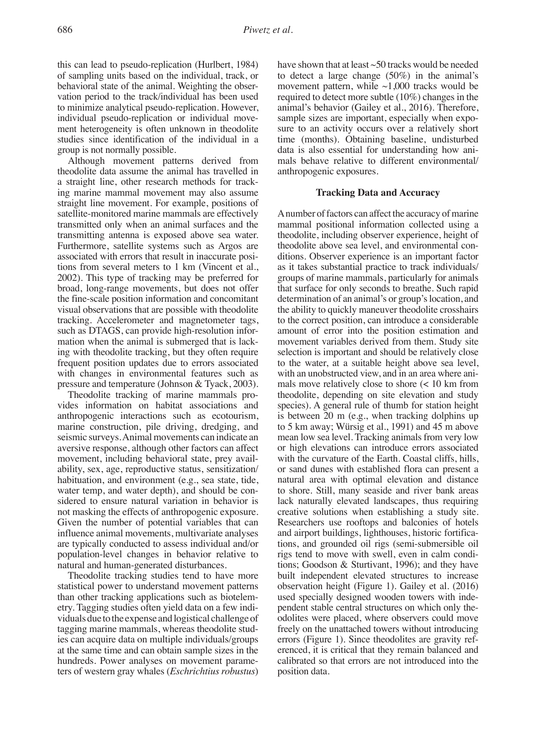this can lead to pseudo-replication (Hurlbert, 1984) of sampling units based on the individual, track, or behavioral state of the animal. Weighting the observation period to the track/individual has been used to minimize analytical pseudo-replication. However, individual pseudo-replication or individual movement heterogeneity is often unknown in theodolite studies since identification of the individual in a group is not normally possible.

Although movement patterns derived from theodolite data assume the animal has travelled in a straight line, other research methods for tracking marine mammal movement may also assume straight line movement. For example, positions of satellite-monitored marine mammals are effectively transmitted only when an animal surfaces and the transmitting antenna is exposed above sea water. Furthermore, satellite systems such as Argos are associated with errors that result in inaccurate positions from several meters to 1 km (Vincent et al., 2002). This type of tracking may be preferred for broad, long-range movements, but does not offer the fine-scale position information and concomitant visual observations that are possible with theodolite tracking. Accelerometer and magnetometer tags, such as DTAGS, can provide high-resolution information when the animal is submerged that is lacking with theodolite tracking, but they often require frequent position updates due to errors associated with changes in environmental features such as pressure and temperature (Johnson & Tyack, 2003).

Theodolite tracking of marine mammals provides information on habitat associations and anthropogenic interactions such as ecotourism, marine construction, pile driving, dredging, and seismic surveys. Animal movements can indicate an aversive response, although other factors can affect movement, including behavioral state, prey availability, sex, age, reproductive status, sensitization/habituation, and environment (e.g., sea state, tide, water temp, and water depth), and should be considered to ensure natural variation in behavior is not masking the effects of anthropogenic exposure. Given the number of potential variables that can influence animal movements, multivariate analyses are typically conducted to assess individual and/or population-level changes in behavior relative to natural and human-generated disturbances.

Theodolite tracking studies tend to have more statistical power to understand movement patterns than other tracking applications such as biotelemetry. Tagging studies often yield data on a few individuals due to the expense and logistical challenge of tagging marine mammals, whereas theodolite studies can acquire data on multiple individuals/groups at the same time and can obtain sample sizes in the hundreds. Power analyses on movement parameters of western gray whales (*Eschrichtius robustus*) have shown that at least ~50 tracks would be needed to detect a large change (50%) in the animal's movement pattern, while ~1,000 tracks would be required to detect more subtle (10%) changes in the animal's behavior (Gailey et al., 2016). Therefore, sample sizes are important, especially when exposure to an activity occurs over a relatively short time (months). Obtaining baseline, undisturbed data is also essential for understanding how animals behave relative to different environmental/anthropogenic exposures.

## Tracking Data and Accuracy

A number of factors can affect the accuracy of marine mammal positional information collected using a theodolite, including observer experience, height of theodolite above sea level, and environmental conditions. Observer experience is an important factor as it takes substantial practice to track individuals/groups of marine mammals, particularly for animals that surface for only seconds to breathe. Such rapid determination of an animal's or group's location, and the ability to quickly maneuver theodolite crosshairs to the correct position, can introduce a considerable amount of error into the position estimation and movement variables derived from them. Study site selection is important and should be relatively close to the water, at a suitable height above sea level, with an unobstructed view, and in an area where animals move relatively close to shore (< 10 km from theodolite, depending on site elevation and study species). A general rule of thumb for station height is between 20 m (e.g., when tracking dolphins up to 5 km away; Würsig et al., 1991) and 45 m above mean low sea level. Tracking animals from very low or high elevations can introduce errors associated with the curvature of the Earth. Coastal cliffs, hills, or sand dunes with established flora can present a natural area with optimal elevation and distance to shore. Still, many seaside and river bank areas lack naturally elevated landscapes, thus requiring creative solutions when establishing a study site. Researchers use rooftops and balconies of hotels and airport buildings, lighthouses, historic fortifications, and grounded oil rigs (semi-submersible oil rigs tend to move with swell, even in calm conditions; Goodson & Sturtivant, 1996); and they have built independent elevated structures to increase observation height (Figure 1). Gailey et al. (2016) used specially designed wooden towers with independent stable central structures on which only theodolites were placed, where observers could move freely on the unattached towers without introducing errors (Figure 1). Since theodolites are gravity referenced, it is critical that they remain balanced and calibrated so that errors are not introduced into the position data.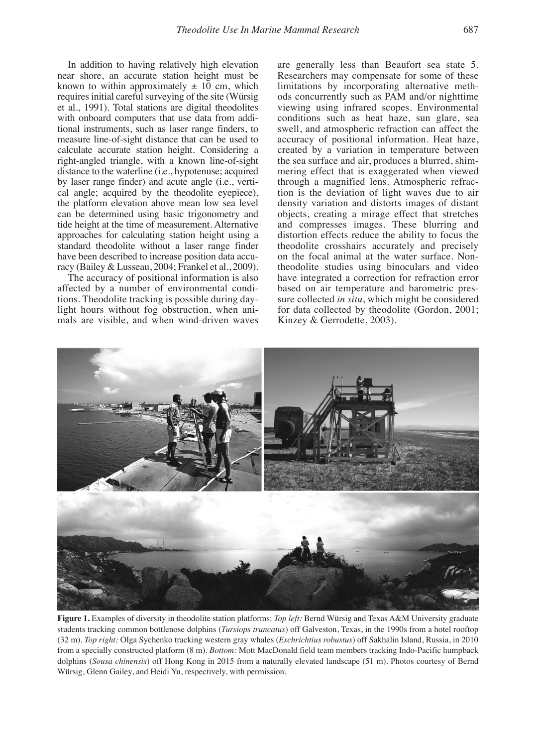In addition to having relatively high elevation near shore, an accurate station height must be known to within approximately ± 10 cm, which requires initial careful surveying of the site (Würsig et al., 1991). Total stations are digital theodolites with onboard computers that use data from additional instruments, such as laser range finders, to measure line-of-sight distance that can be used to calculate accurate station height. Considering a right-angled triangle, with a known line-of-sight distance to the waterline (i.e., hypotenuse; acquired by laser range finder) and acute angle (i.e., vertical angle; acquired by the theodolite eyepiece), the platform elevation above mean low sea level can be determined using basic trigonometry and tide height at the time of measurement. Alternative approaches for calculating station height using a standard theodolite without a laser range finder have been described to increase position data accuracy (Bailey & Lusseau, 2004; Frankel et al., 2009).

The accuracy of positional information is also affected by a number of environmental conditions. Theodolite tracking is possible during daylight hours without fog obstruction, when animals are visible, and when wind-driven waves are generally less than Beaufort sea state 5. Researchers may compensate for some of these limitations by incorporating alternative methods concurrently such as PAM and/or nighttime viewing using infrared scopes. Environmental conditions such as heat haze, sun glare, sea swell, and atmospheric refraction can affect the accuracy of positional information. Heat haze, created by a variation in temperature between the sea surface and air, produces a blurred, shimmering effect that is exaggerated when viewed through a magnified lens. Atmospheric refraction is the deviation of light waves due to air density variation and distorts images of distant objects, creating a mirage effect that stretches and compresses images. These blurring and distortion effects reduce the ability to focus the theodolite crosshairs accurately and precisely on the focal animal at the water surface. Non-theodolite studies using binoculars and video have integrated a correction for refraction error based on air temperature and barometric pressure collected *in situ*, which might be considered for data collected by theodolite (Gordon, 2001; Kinzey & Gerrodette, 2003).

**Figure 1.** Examples of diversity in theodolite station platforms: *Top left:* Bernd Würsig and Texas A&M University graduate students tracking common bottlenose dolphins (*Tursiops truncatus*) off Galveston, Texas, in the 1990s from a hotel rooftop (32 m). *Top right:* Olga Sychenko tracking western gray whales (*Eschrichtius robustus*) off Sakhalin Island, Russia, in 2010 from a specially constructed platform (8 m). *Bottom:* Mott MacDonald field team members tracking Indo-Pacific humpback dolphins (*Sousa chinensis*) off Hong Kong in 2015 from a naturally elevated landscape (51 m). Photos courtesy of Bernd Würsig, Glenn Gailey, and Heidi Yu, respectively, with permission.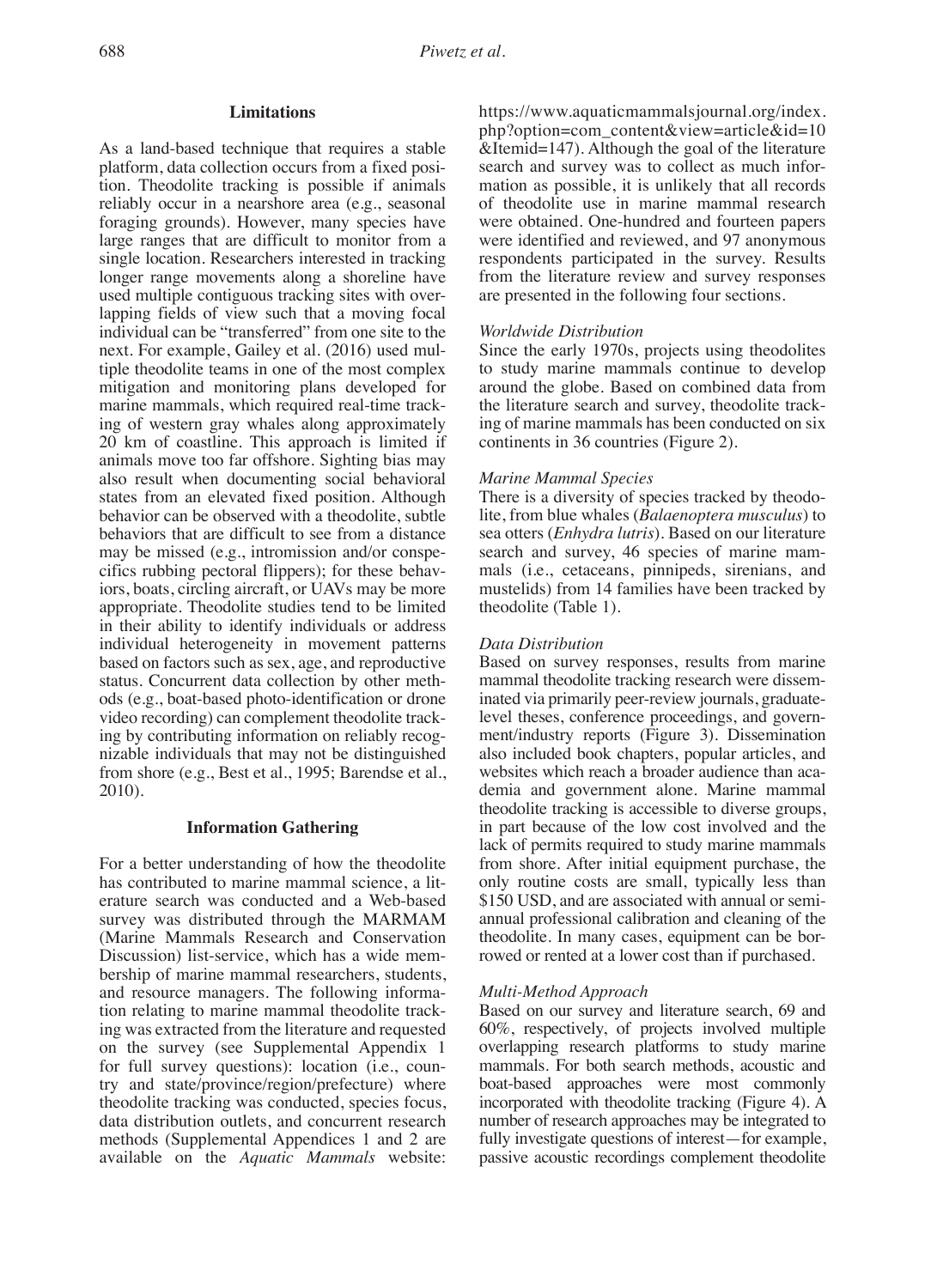## Limitations

As a land-based technique that requires a stable platform, data collection occurs from a fixed position. Theodolite tracking is possible if animals reliably occur in a nearshore area (e.g., seasonal foraging grounds). However, many species have large ranges that are difficult to monitor from a single location. Researchers interested in tracking longer range movements along a shoreline have used multiple contiguous tracking sites with overlapping fields of view such that a moving focal individual can be "transferred" from one site to the next. For example, Gailey et al. (2016) used multiple theodolite teams in one of the most complex mitigation and monitoring plans developed for marine mammals, which required real-time tracking of western gray whales along approximately 20 km of coastline. This approach is limited if animals move too far offshore. Sighting bias may also result when documenting social behavioral states from an elevated fixed position. Although behavior can be observed with a theodolite, subtle behaviors that are difficult to see from a distance may be missed (e.g., intromission and/or conspecifics rubbing pectoral flippers); for these behaviors, boats, circling aircraft, or UAVs may be more appropriate. Theodolite studies tend to be limited in their ability to identify individuals or address individual heterogeneity in movement patterns based on factors such as sex, age, and reproductive status. Concurrent data collection by other methods (e.g., boat-based photo-identification or drone video recording) can complement theodolite tracking by contributing information on reliably recognizable individuals that may not be distinguished from shore (e.g., Best et al., 1995; Barendse et al., 2010).

## Information Gathering

For a better understanding of how the theodolite has contributed to marine mammal science, a literature search was conducted and a Web-based survey was distributed through the MARMAM (Marine Mammals Research and Conservation Discussion) list-service, which has a wide membership of marine mammal researchers, students, and resource managers. The following information relating to marine mammal theodolite tracking was extracted from the literature and requested on the survey (see Supplemental Appendix 1 for full survey questions): location (i.e., country and state/province/region/prefecture) where theodolite tracking was conducted, species focus, data distribution outlets, and concurrent research methods (Supplemental Appendices 1 and 2 are available on the *Aquatic Mammals* website: https://www.aquaticmammalsjournal.org/index.php?option=com_content&view=article&id=10&Itemid=147). Although the goal of the literature search and survey was to collect as much information as possible, it is unlikely that all records of theodolite use in marine mammal research were obtained. One-hundred and fourteen papers were identified and reviewed, and 97 anonymous respondents participated in the survey. Results from the literature review and survey responses are presented in the following four sections.

### *Worldwide Distribution*

Since the early 1970s, projects using theodolites to study marine mammals continue to develop around the globe. Based on combined data from the literature search and survey, theodolite tracking of marine mammals has been conducted on six continents in 36 countries (Figure 2).

### *Marine Mammal Species*

There is a diversity of species tracked by theodolite, from blue whales (*Balaenoptera musculus*) to sea otters (*Enhydra lutris*). Based on our literature search and survey, 46 species of marine mammals (i.e., cetaceans, pinnipeds, sirenians, and mustelids) from 14 families have been tracked by theodolite (Table 1).

### *Data Distribution*

Based on survey responses, results from marine mammal theodolite tracking research were disseminated via primarily peer-review journals, graduate-level theses, conference proceedings, and government/industry reports (Figure 3). Dissemination also included book chapters, popular articles, and websites which reach a broader audience than academia and government alone. Marine mammal theodolite tracking is accessible to diverse groups, in part because of the low cost involved and the lack of permits required to study marine mammals from shore. After initial equipment purchase, the only routine costs are small, typically less than \$150 USD, and are associated with annual or semi-annual professional calibration and cleaning of the theodolite. In many cases, equipment can be borrowed or rented at a lower cost than if purchased.

### *Multi-Method Approach*

Based on our survey and literature search, 69 and 60%, respectively, of projects involved multiple overlapping research platforms to study marine mammals. For both search methods, acoustic and boat-based approaches were most commonly incorporated with theodolite tracking (Figure 4). A number of research approaches may be integrated to fully investigate questions of interest—for example, passive acoustic recordings complement theodolite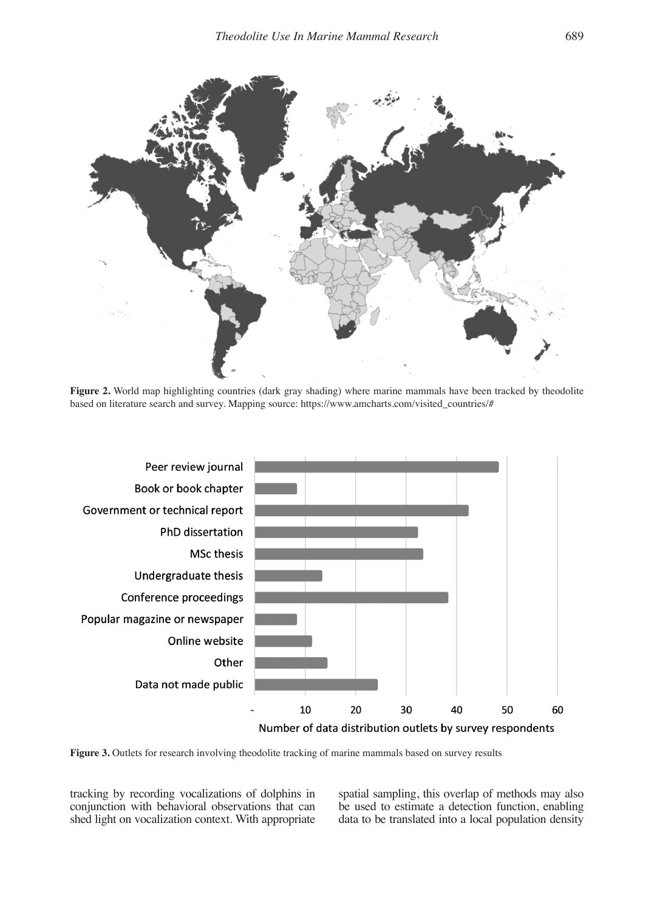**Figure 2.** World map highlighting countries (dark gray shading) where marine mammals have been tracked by theodolite based on literature search and survey. Mapping source: https://www.amcharts.com/visited_countries/#

**Figure 3.** Outlets for research involving theodolite tracking of marine mammals based on survey results

tracking by recording vocalizations of dolphins in conjunction with behavioral observations that can shed light on vocalization context. With appropriate spatial sampling, this overlap of methods may also be used to estimate a detection function, enabling data to be translated into a local population density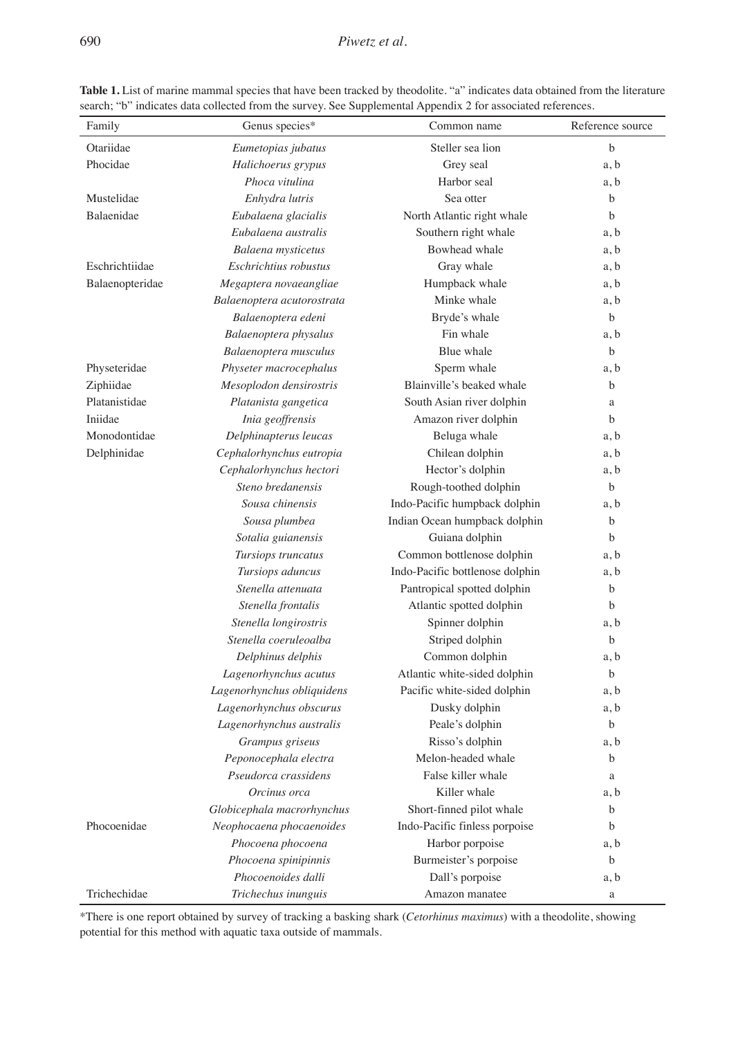**Table 1.** List of marine mammal species that have been tracked by theodolite. "a" indicates data obtained from the literature search; "b" indicates data collected from the survey. See Supplemental Appendix 2 for associated references.

| Family | Genus species* | Common name | Reference source |
|---|---|---|---|
| Otariidae | *Eumetopias jubatus* | Steller sea lion | b |
| Phocidae | *Halichoerus grypus* | Grey seal | a, b |
| | *Phoca vitulina* | Harbor seal | a, b |
| Mustelidae | *Enhydra lutris* | Sea otter | b |
| Balaenidae | *Eubalaena glacialis* | North Atlantic right whale | b |
| | *Eubalaena australis* | Southern right whale | a, b |
| | *Balaena mysticetus* | Bowhead whale | a, b |
| Eschrichtiidae | *Eschrichtius robustus* | Gray whale | a, b |
| Balaenopteridae | *Megaptera novaeangliae* | Humpback whale | a, b |
| | *Balaenoptera acutorostrata* | Minke whale | a, b |
| | *Balaenoptera edeni* | Bryde's whale | b |
| | *Balaenoptera physalus* | Fin whale | a, b |
| | *Balaenoptera musculus* | Blue whale | b |
| Physeteridae | *Physeter macrocephalus* | Sperm whale | a, b |
| Ziphiidae | *Mesoplodon densirostris* | Blainville's beaked whale | b |
| Platanistidae | *Platanista gangetica* | South Asian river dolphin | a |
| Iniidae | *Inia geoffrensis* | Amazon river dolphin | b |
| Monodontidae | *Delphinapterus leucas* | Beluga whale | a, b |
| Delphinidae | *Cephalorhynchus eutropia* | Chilean dolphin | a, b |
| | *Cephalorhynchus hectori* | Hector's dolphin | a, b |
| | *Steno bredanensis* | Rough-toothed dolphin | b |
| | *Sousa chinensis* | Indo-Pacific humpback dolphin | a, b |
| | *Sousa plumbea* | Indian Ocean humpback dolphin | b |
| | *Sotalia guianensis* | Guiana dolphin | b |
| | *Tursiops truncatus* | Common bottlenose dolphin | a, b |
| | *Tursiops aduncus* | Indo-Pacific bottlenose dolphin | a, b |
| | *Stenella attenuata* | Pantropical spotted dolphin | b |
| | *Stenella frontalis* | Atlantic spotted dolphin | b |
| | *Stenella longirostris* | Spinner dolphin | a, b |
| | *Stenella coeruleoalba* | Striped dolphin | b |
| | *Delphinus delphis* | Common dolphin | a, b |
| | *Lagenorhynchus acutus* | Atlantic white-sided dolphin | b |
| | *Lagenorhynchus obliquidens* | Pacific white-sided dolphin | a, b |
| | *Lagenorhynchus obscurus* | Dusky dolphin | a, b |
| | *Lagenorhynchus australis* | Peale's dolphin | b |
| | *Grampus griseus* | Risso's dolphin | a, b |
| | *Peponocephala electra* | Melon-headed whale | b |
| | *Pseudorca crassidens* | False killer whale | a |
| | *Orcinus orca* | Killer whale | a, b |
| | *Globicephala macrorhynchus* | Short-finned pilot whale | b |
| Phocoenidae | *Neophocaena phocaenoides* | Indo-Pacific finless porpoise | b |
| | *Phocoena phocoena* | Harbor porpoise | a, b |
| | *Phocoena spinipinnis* | Burmeister's porpoise | b |
| | *Phocoenoides dalli* | Dall's porpoise | a, b |
| Trichechidae | *Trichechus inunguis* | Amazon manatee | a |

*There is one report obtained by survey of tracking a basking shark (*Cetorhinus maximus*) with a theodolite, showing potential for this method with aquatic taxa outside of mammals.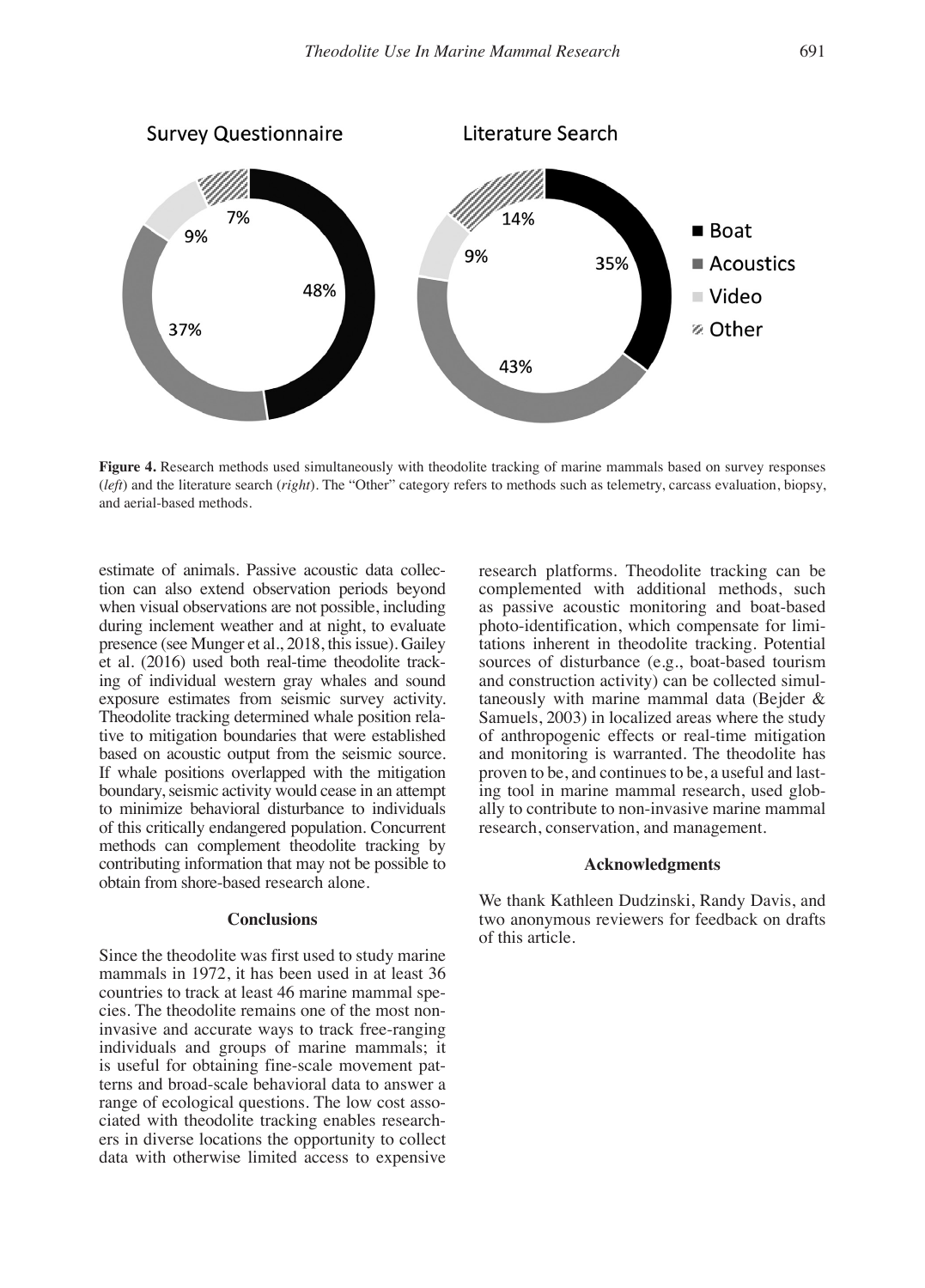**Figure 4.** Research methods used simultaneously with theodolite tracking of marine mammals based on survey responses (*left*) and the literature search (*right*). The "Other" category refers to methods such as telemetry, carcass evaluation, biopsy, and aerial-based methods.

estimate of animals. Passive acoustic data collection can also extend observation periods beyond when visual observations are not possible, including during inclement weather and at night, to evaluate presence (see Munger et al., 2018, this issue). Gailey et al. (2016) used both real-time theodolite tracking of individual western gray whales and sound exposure estimates from seismic survey activity. Theodolite tracking determined whale position relative to mitigation boundaries that were established based on acoustic output from the seismic source. If whale positions overlapped with the mitigation boundary, seismic activity would cease in an attempt to minimize behavioral disturbance to individuals of this critically endangered population. Concurrent methods can complement theodolite tracking by contributing information that may not be possible to obtain from shore-based research alone.

### Conclusions

Since the theodolite was first used to study marine mammals in 1972, it has been used in at least 36 countries to track at least 46 marine mammal species. The theodolite remains one of the most non-invasive and accurate ways to track free-ranging individuals and groups of marine mammals; it is useful for obtaining fine-scale movement patterns and broad-scale behavioral data to answer a range of ecological questions. The low cost associated with theodolite tracking enables researchers in diverse locations the opportunity to collect data with otherwise limited access to expensive research platforms. Theodolite tracking can be complemented with additional methods, such as passive acoustic monitoring and boat-based photo-identification, which compensate for limitations inherent in theodolite tracking. Potential sources of disturbance (e.g., boat-based tourism and construction activity) can be collected simultaneously with marine mammal data (Bejder & Samuels, 2003) in localized areas where the study of anthropogenic effects or real-time mitigation and monitoring is warranted. The theodolite has proven to be, and continues to be, a useful and lasting tool in marine mammal research, used globally to contribute to non-invasive marine mammal research, conservation, and management.

### Acknowledgments

We thank Kathleen Dudzinski, Randy Davis, and two anonymous reviewers for feedback on drafts of this article.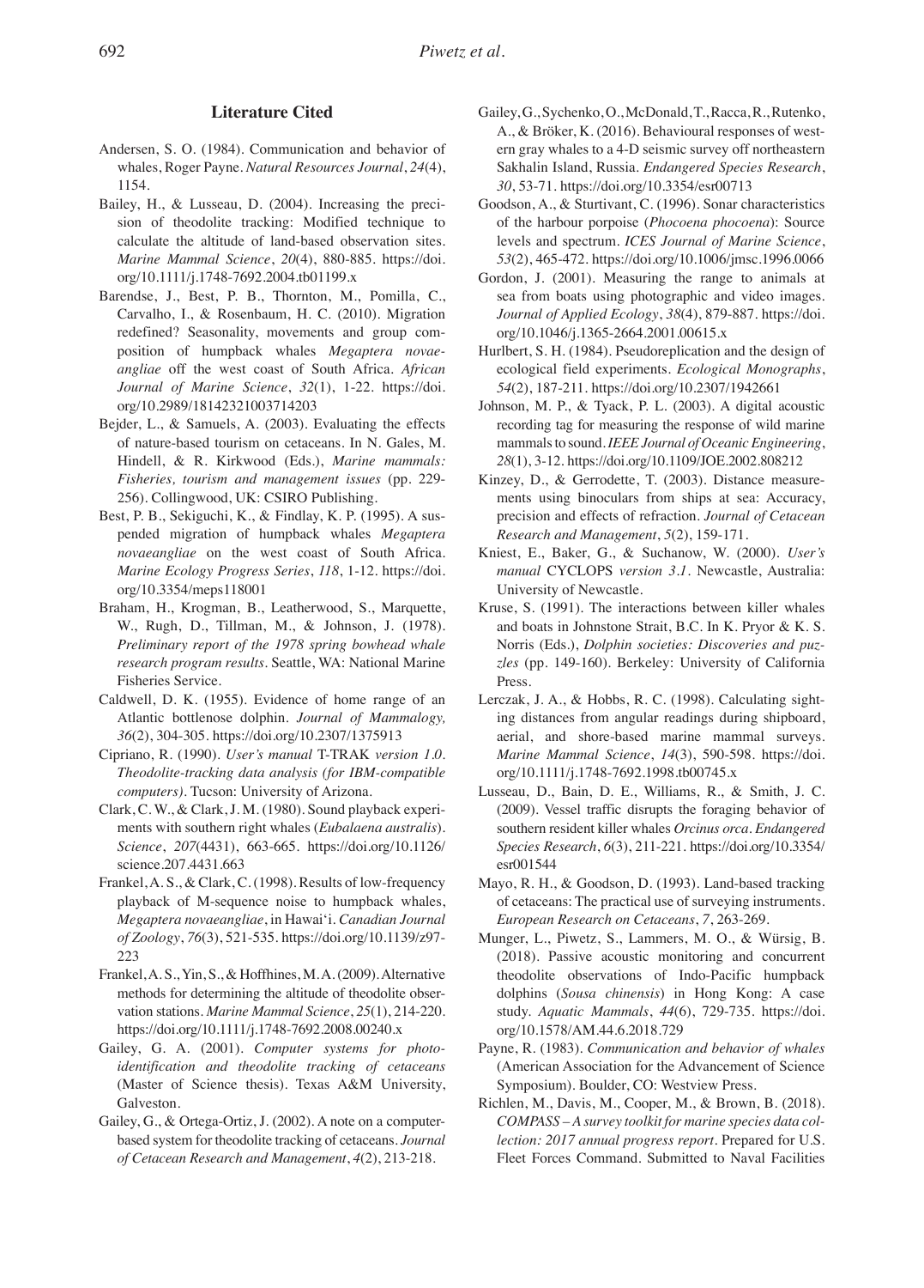## Literature Cited

Andersen, S. O. (1984). Communication and behavior of whales, Roger Payne. *Natural Resources Journal*, *24*(4), 1154.

Bailey, H., & Lusseau, D. (2004). Increasing the precision of theodolite tracking: Modified technique to calculate the altitude of land-based observation sites. *Marine Mammal Science*, *20*(4), 880-885. https://doi.org/10.1111/j.1748-7692.2004.tb01199.x

Barendse, J., Best, P. B., Thornton, M., Pomilla, C., Carvalho, I., & Rosenbaum, H. C. (2010). Migration redefined? Seasonality, movements and group composition of humpback whales *Megaptera novaeangliae* off the west coast of South Africa. *African Journal of Marine Science*, *32*(1), 1-22. https://doi.org/10.2989/18142321003714203

Bejder, L., & Samuels, A. (2003). Evaluating the effects of nature-based tourism on cetaceans. In N. Gales, M. Hindell, & R. Kirkwood (Eds.), *Marine mammals: Fisheries, tourism and management issues* (pp. 229-256). Collingwood, UK: CSIRO Publishing.

Best, P. B., Sekiguchi, K., & Findlay, K. P. (1995). A suspended migration of humpback whales *Megaptera novaeangliae* on the west coast of South Africa. *Marine Ecology Progress Series*, *118*, 1-12. https://doi.org/10.3354/meps118001

Braham, H., Krogman, B., Leatherwood, S., Marquette, W., Rugh, D., Tillman, M., & Johnson, J. (1978). *Preliminary report of the 1978 spring bowhead whale research program results*. Seattle, WA: National Marine Fisheries Service.

Caldwell, D. K. (1955). Evidence of home range of an Atlantic bottlenose dolphin. *Journal of Mammalogy, 36*(2), 304-305. https://doi.org/10.2307/1375913

Cipriano, R. (1990). *User's manual* T-TRAK *version 1.0. Theodolite-tracking data analysis (for IBM-compatible computers)*. Tucson: University of Arizona.

Clark, C. W., & Clark, J. M. (1980). Sound playback experiments with southern right whales (*Eubalaena australis*). *Science*, *207*(4431), 663-665. https://doi.org/10.1126/science.207.4431.663

Frankel, A. S., & Clark, C. (1998). Results of low-frequency playback of M-sequence noise to humpback whales, *Megaptera novaeangliae*, in Hawai'i. *Canadian Journal of Zoology*, *76*(3), 521-535. https://doi.org/10.1139/z97-223

Frankel, A. S., Yin, S., & Hoffhines, M. A. (2009). Alternative methods for determining the altitude of theodolite observation stations. *Marine Mammal Science*, *25*(1), 214-220. https://doi.org/10.1111/j.1748-7692.2008.00240.x

Gailey, G. A. (2001). *Computer systems for photo-identification and theodolite tracking of cetaceans* (Master of Science thesis). Texas A&M University, Galveston.

Gailey, G., & Ortega-Ortiz, J. (2002). A note on a computer-based system for theodolite tracking of cetaceans. *Journal of Cetacean Research and Management*, *4*(2), 213-218.

Gailey, G., Sychenko, O., McDonald, T., Racca, R., Rutenko, A., & Bröker, K. (2016). Behavioural responses of western gray whales to a 4-D seismic survey off northeastern Sakhalin Island, Russia. *Endangered Species Research*, *30*, 53-71. https://doi.org/10.3354/esr00713

Goodson, A., & Sturtivant, C. (1996). Sonar characteristics of the harbour porpoise (*Phocoena phocoena*): Source levels and spectrum. *ICES Journal of Marine Science*, *53*(2), 465-472. https://doi.org/10.1006/jmsc.1996.0066

Gordon, J. (2001). Measuring the range to animals at sea from boats using photographic and video images. *Journal of Applied Ecology*, *38*(4), 879-887. https://doi.org/10.1046/j.1365-2664.2001.00615.x

Hurlbert, S. H. (1984). Pseudoreplication and the design of ecological field experiments. *Ecological Monographs*, *54*(2), 187-211. https://doi.org/10.2307/1942661

Johnson, M. P., & Tyack, P. L. (2003). A digital acoustic recording tag for measuring the response of wild marine mammals to sound. *IEEE Journal of Oceanic Engineering*, *28*(1), 3-12. https://doi.org/10.1109/JOE.2002.808212

Kinzey, D., & Gerrodette, T. (2003). Distance measurements using binoculars from ships at sea: Accuracy, precision and effects of refraction. *Journal of Cetacean Research and Management*, *5*(2), 159-171.

Kniest, E., Baker, G., & Suchanow, W. (2000). *User's manual* CYCLOPS *version 3.1*. Newcastle, Australia: University of Newcastle.

Kruse, S. (1991). The interactions between killer whales and boats in Johnstone Strait, B.C. In K. Pryor & K. S. Norris (Eds.), *Dolphin societies: Discoveries and puzzles* (pp. 149-160). Berkeley: University of California Press.

Lerczak, J. A., & Hobbs, R. C. (1998). Calculating sighting distances from angular readings during shipboard, aerial, and shore-based marine mammal surveys. *Marine Mammal Science*, *14*(3), 590-598. https://doi.org/10.1111/j.1748-7692.1998.tb00745.x

Lusseau, D., Bain, D. E., Williams, R., & Smith, J. C. (2009). Vessel traffic disrupts the foraging behavior of southern resident killer whales *Orcinus orca*. *Endangered Species Research*, *6*(3), 211-221. https://doi.org/10.3354/esr001544

Mayo, R. H., & Goodson, D. (1993). Land-based tracking of cetaceans: The practical use of surveying instruments. *European Research on Cetaceans*, *7*, 263-269.

Munger, L., Piwetz, S., Lammers, M. O., & Würsig, B. (2018). Passive acoustic monitoring and concurrent theodolite observations of Indo-Pacific humpback dolphins (*Sousa chinensis*) in Hong Kong: A case study. *Aquatic Mammals*, *44*(6), 729-735. https://doi.org/10.1578/AM.44.6.2018.729

Payne, R. (1983). *Communication and behavior of whales* (American Association for the Advancement of Science Symposium). Boulder, CO: Westview Press.

Richlen, M., Davis, M., Cooper, M., & Brown, B. (2018). *COMPASS – A survey toolkit for marine species data collection: 2017 annual progress report*. Prepared for U.S. Fleet Forces Command. Submitted to Naval Facilities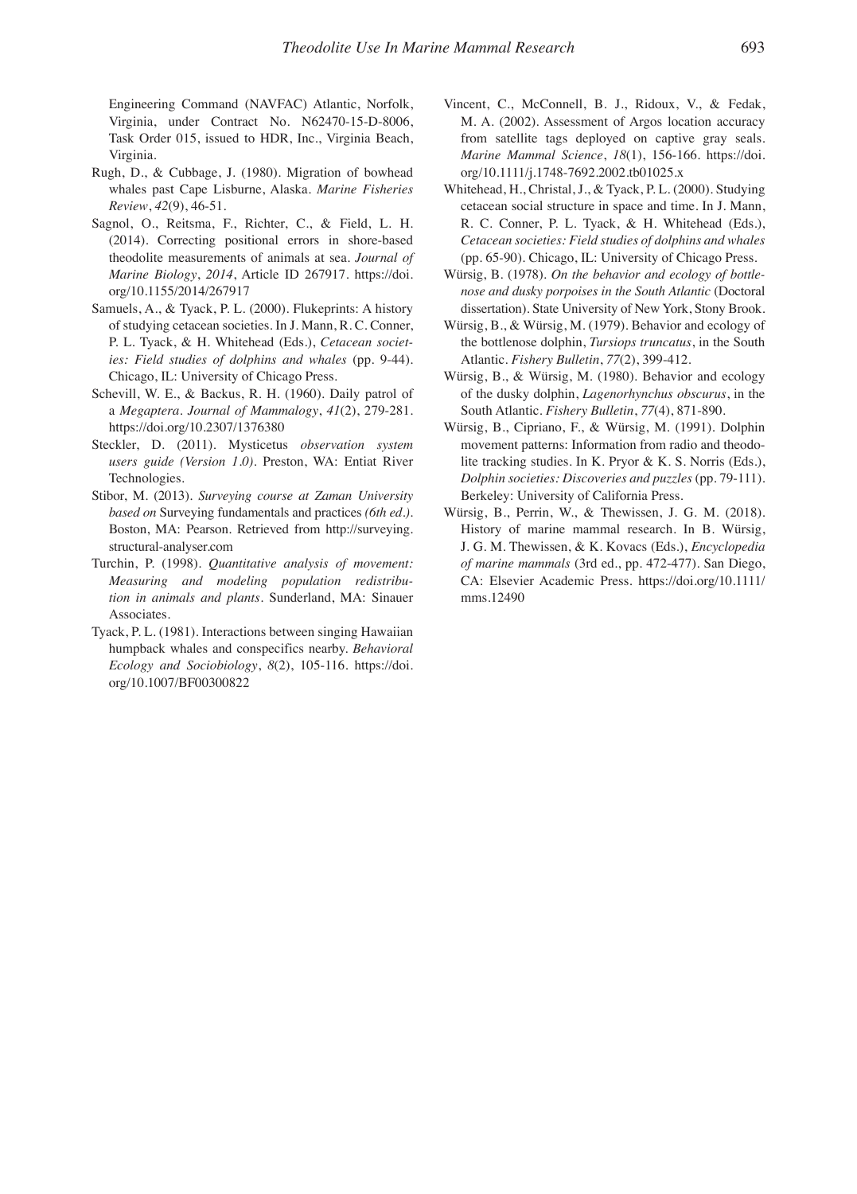Engineering Command (NAVFAC) Atlantic, Norfolk, Virginia, under Contract No. N62470-15-D-8006, Task Order 015, issued to HDR, Inc., Virginia Beach, Virginia.

Rugh, D., & Cubbage, J. (1980). Migration of bowhead whales past Cape Lisburne, Alaska. *Marine Fisheries Review*, *42*(9), 46-51.

Sagnol, O., Reitsma, F., Richter, C., & Field, L. H. (2014). Correcting positional errors in shore-based theodolite measurements of animals at sea. *Journal of Marine Biology*, *2014*, Article ID 267917. https://doi.org/10.1155/2014/267917

Samuels, A., & Tyack, P. L. (2000). Flukeprints: A history of studying cetacean societies. In J. Mann, R. C. Conner, P. L. Tyack, & H. Whitehead (Eds.), *Cetacean societies: Field studies of dolphins and whales* (pp. 9-44). Chicago, IL: University of Chicago Press.

Schevill, W. E., & Backus, R. H. (1960). Daily patrol of a *Megaptera*. *Journal of Mammalogy*, *41*(2), 279-281. https://doi.org/10.2307/1376380

Steckler, D. (2011). Mysticetus *observation system users guide (Version 1.0)*. Preston, WA: Entiat River Technologies.

Stibor, M. (2013). *Surveying course at Zaman University based on* Surveying fundamentals and practices *(6th ed.)*. Boston, MA: Pearson. Retrieved from http://surveying.structural-analyser.com

Turchin, P. (1998). *Quantitative analysis of movement: Measuring and modeling population redistribution in animals and plants*. Sunderland, MA: Sinauer Associates.

Tyack, P. L. (1981). Interactions between singing Hawaiian humpback whales and conspecifics nearby. *Behavioral Ecology and Sociobiology*, *8*(2), 105-116. https://doi.org/10.1007/BF00300822

Vincent, C., McConnell, B. J., Ridoux, V., & Fedak, M. A. (2002). Assessment of Argos location accuracy from satellite tags deployed on captive gray seals. *Marine Mammal Science*, *18*(1), 156-166. https://doi.org/10.1111/j.1748-7692.2002.tb01025.x

Whitehead, H., Christal, J., & Tyack, P. L. (2000). Studying cetacean social structure in space and time. In J. Mann, R. C. Conner, P. L. Tyack, & H. Whitehead (Eds.), *Cetacean societies: Field studies of dolphins and whales* (pp. 65-90). Chicago, IL: University of Chicago Press.

Würsig, B. (1978). *On the behavior and ecology of bottlenose and dusky porpoises in the South Atlantic* (Doctoral dissertation). State University of New York, Stony Brook.

Würsig, B., & Würsig, M. (1979). Behavior and ecology of the bottlenose dolphin, *Tursiops truncatus*, in the South Atlantic. *Fishery Bulletin*, *77*(2), 399-412.

Würsig, B., & Würsig, M. (1980). Behavior and ecology of the dusky dolphin, *Lagenorhynchus obscurus*, in the South Atlantic. *Fishery Bulletin*, *77*(4), 871-890.

Würsig, B., Cipriano, F., & Würsig, M. (1991). Dolphin movement patterns: Information from radio and theodolite tracking studies. In K. Pryor & K. S. Norris (Eds.), *Dolphin societies: Discoveries and puzzles* (pp. 79-111). Berkeley: University of California Press.

Würsig, B., Perrin, W., & Thewissen, J. G. M. (2018). History of marine mammal research. In B. Würsig, J. G. M. Thewissen, & K. Kovacs (Eds.), *Encyclopedia of marine mammals* (3rd ed., pp. 472-477). San Diego, CA: Elsevier Academic Press. https://doi.org/10.1111/mms.12490